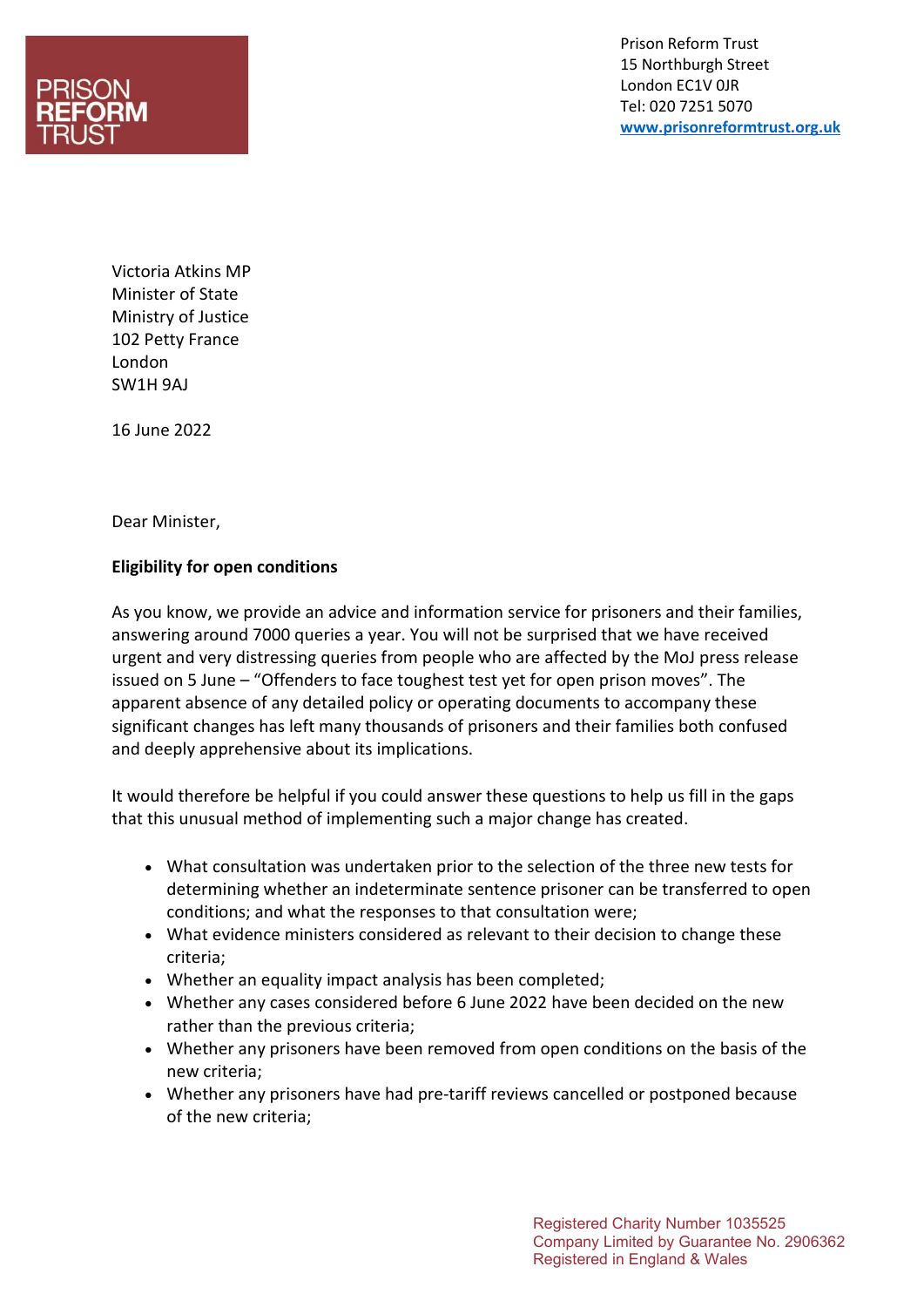PRISON REFORM TRUST

Prison Reform Trust
15 Northburgh Street
London EC1V 0JR
Tel: 020 7251 5070
www.prisonreformtrust.org.uk

Victoria Atkins MP
Minister of State
Ministry of Justice
102 Petty France
London
SW1H 9AJ

16 June 2022

Dear Minister,

**Eligibility for open conditions**

As you know, we provide an advice and information service for prisoners and their families, answering around 7000 queries a year. You will not be surprised that we have received urgent and very distressing queries from people who are affected by the MoJ press release issued on 5 June – "Offenders to face toughest test yet for open prison moves". The apparent absence of any detailed policy or operating documents to accompany these significant changes has left many thousands of prisoners and their families both confused and deeply apprehensive about its implications.

It would therefore be helpful if you could answer these questions to help us fill in the gaps that this unusual method of implementing such a major change has created.

- What consultation was undertaken prior to the selection of the three new tests for determining whether an indeterminate sentence prisoner can be transferred to open conditions; and what the responses to that consultation were;
- What evidence ministers considered as relevant to their decision to change these criteria;
- Whether an equality impact analysis has been completed;
- Whether any cases considered before 6 June 2022 have been decided on the new rather than the previous criteria;
- Whether any prisoners have been removed from open conditions on the basis of the new criteria;
- Whether any prisoners have had pre-tariff reviews cancelled or postponed because of the new criteria;

Registered Charity Number 1035525
Company Limited by Guarantee No. 2906362
Registered in England & Wales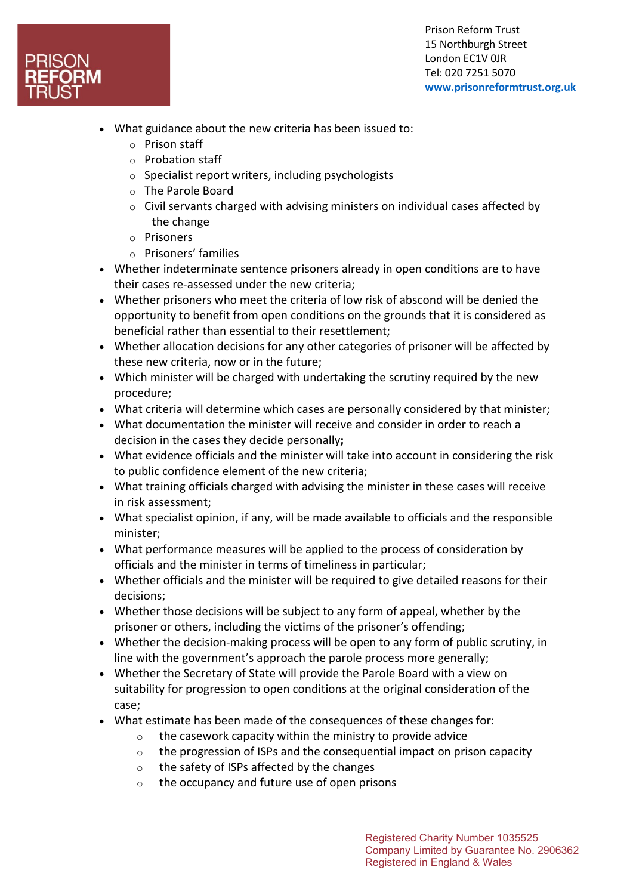- What guidance about the new criteria has been issued to:
  - Prison staff
  - Probation staff
  - Specialist report writers, including psychologists
  - The Parole Board
  - Civil servants charged with advising ministers on individual cases affected by the change
  - Prisoners
  - Prisoners' families
- Whether indeterminate sentence prisoners already in open conditions are to have their cases re-assessed under the new criteria;
- Whether prisoners who meet the criteria of low risk of abscond will be denied the opportunity to benefit from open conditions on the grounds that it is considered as beneficial rather than essential to their resettlement;
- Whether allocation decisions for any other categories of prisoner will be affected by these new criteria, now or in the future;
- Which minister will be charged with undertaking the scrutiny required by the new procedure;
- What criteria will determine which cases are personally considered by that minister;
- What documentation the minister will receive and consider in order to reach a decision in the cases they decide personally**;**
- What evidence officials and the minister will take into account in considering the risk to public confidence element of the new criteria;
- What training officials charged with advising the minister in these cases will receive in risk assessment;
- What specialist opinion, if any, will be made available to officials and the responsible minister;
- What performance measures will be applied to the process of consideration by officials and the minister in terms of timeliness in particular;
- Whether officials and the minister will be required to give detailed reasons for their decisions;
- Whether those decisions will be subject to any form of appeal, whether by the prisoner or others, including the victims of the prisoner's offending;
- Whether the decision-making process will be open to any form of public scrutiny, in line with the government's approach the parole process more generally;
- Whether the Secretary of State will provide the Parole Board with a view on suitability for progression to open conditions at the original consideration of the case;
- What estimate has been made of the consequences of these changes for:
  - the casework capacity within the ministry to provide advice
  - the progression of ISPs and the consequential impact on prison capacity
  - the safety of ISPs affected by the changes
  - the occupancy and future use of open prisons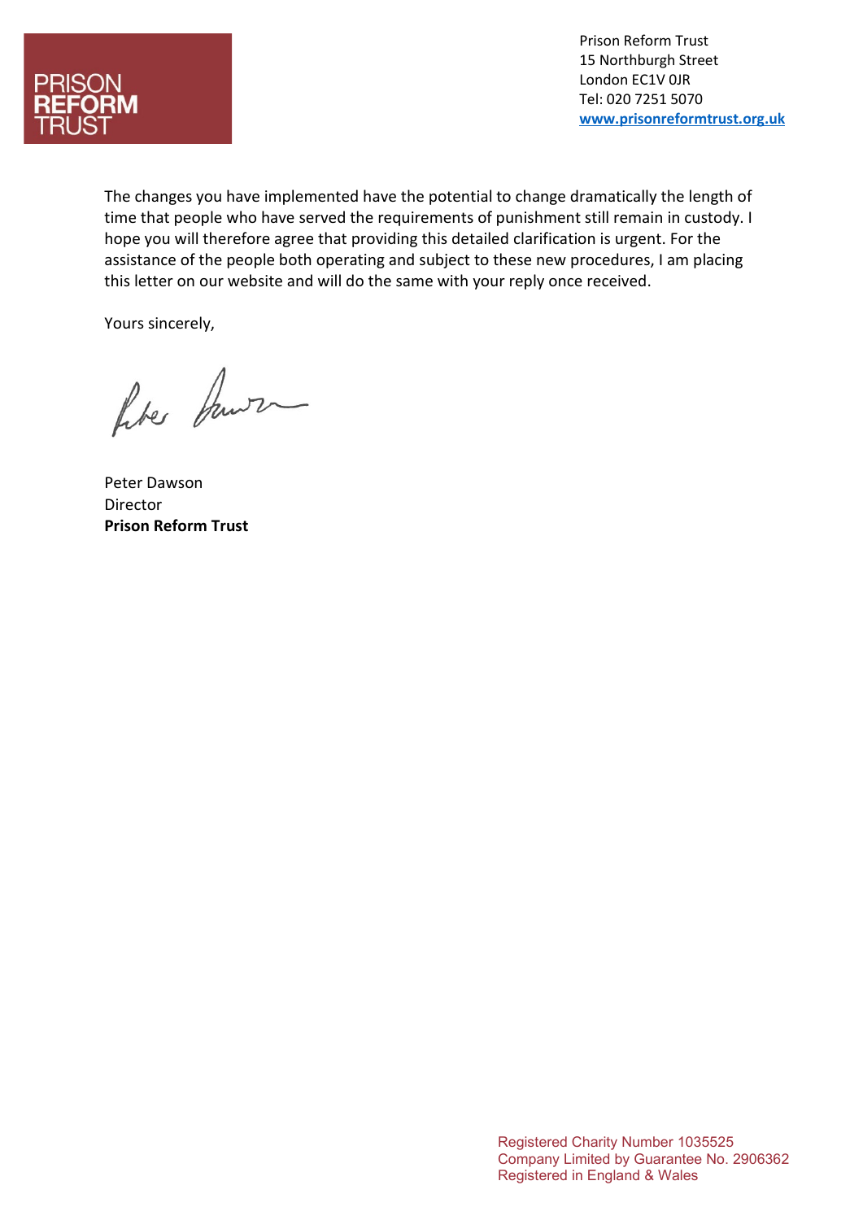Prison Reform Trust
15 Northburgh Street
London EC1V 0JR
Tel: 020 7251 5070
www.prisonreformtrust.org.uk

The changes you have implemented have the potential to change dramatically the length of time that people who have served the requirements of punishment still remain in custody. I hope you will therefore agree that providing this detailed clarification is urgent. For the assistance of the people both operating and subject to these new procedures, I am placing this letter on our website and will do the same with your reply once received.

Yours sincerely,

Peter Dawson
Director
**Prison Reform Trust**

Registered Charity Number 1035525
Company Limited by Guarantee No. 2906362
Registered in England & Wales